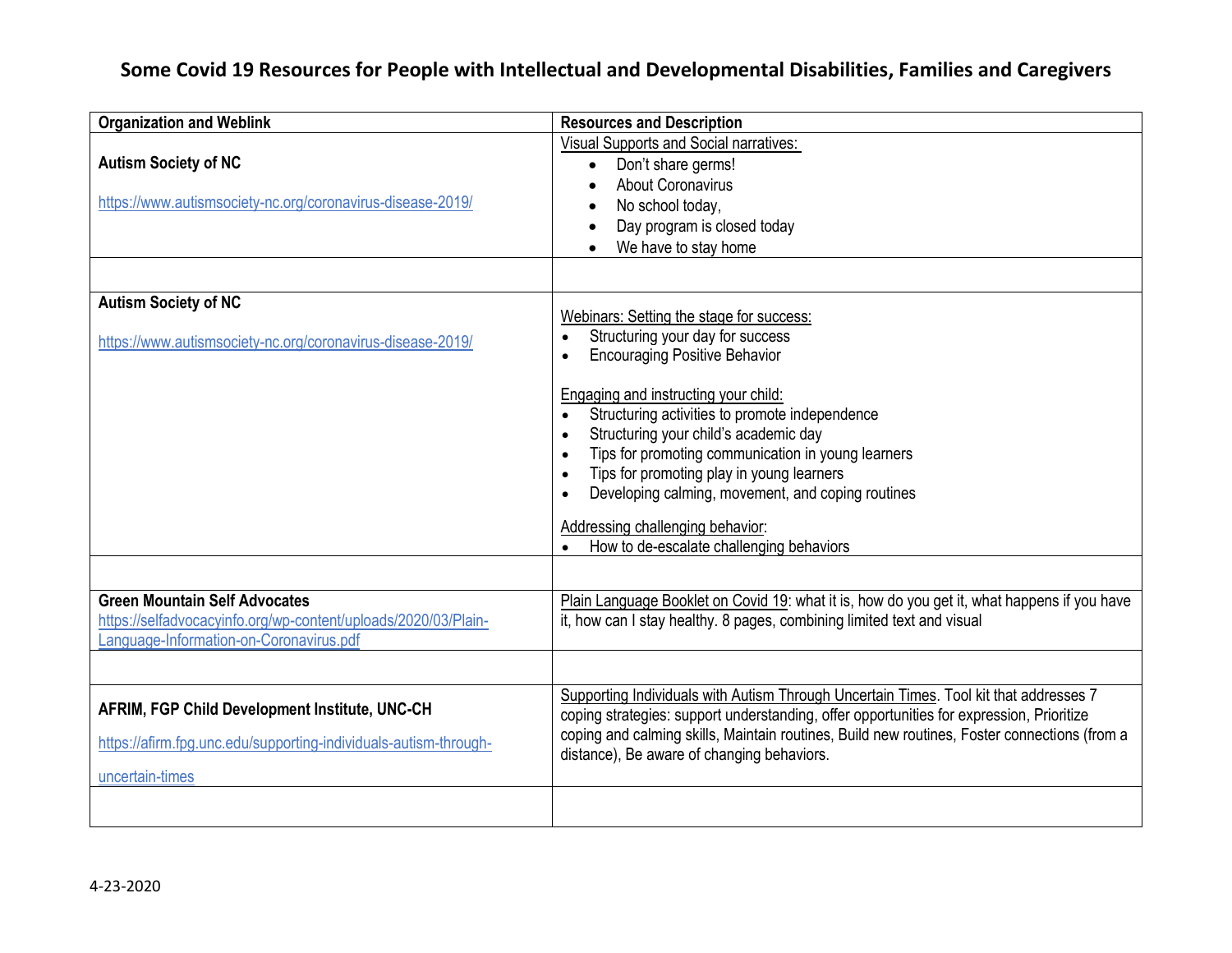# Some Covid 19 Resources for People with Intellectual and Developmental Disabilities, Families and Caregivers

| Organization and Weblink | Resources and Description |
| --- | --- |
| **Autism Society of NC**<br><br>https://www.autismsociety-nc.org/coronavirus-disease-2019/ | Visual Supports and Social narratives:<br>• Don't share germs!<br>• About Coronavirus<br>• No school today,<br>• Day program is closed today<br>• We have to stay home |
| | |
| **Autism Society of NC**<br><br>https://www.autismsociety-nc.org/coronavirus-disease-2019/ | Webinars: Setting the stage for success:<br>• Structuring your day for success<br>• Encouraging Positive Behavior<br><br>Engaging and instructing your child:<br>• Structuring activities to promote independence<br>• Structuring your child's academic day<br>• Tips for promoting communication in young learners<br>• Tips for promoting play in young learners<br>• Developing calming, movement, and coping routines<br><br>Addressing challenging behavior:<br>• How to de-escalate challenging behaviors |
| | |
| **Green Mountain Self Advocates**<br>https://selfadvocacyinfo.org/wp-content/uploads/2020/03/Plain-Language-Information-on-Coronavirus.pdf | Plain Language Booklet on Covid 19: what it is, how do you get it, what happens if you have it, how can I stay healthy. 8 pages, combining limited text and visual |
| | |
| **AFRIM, FGP Child Development Institute, UNC-CH**<br><br>https://afirm.fpg.unc.edu/supporting-individuals-autism-through-uncertain-times | Supporting Individuals with Autism Through Uncertain Times. Tool kit that addresses 7 coping strategies: support understanding, offer opportunities for expression, Prioritize coping and calming skills, Maintain routines, Build new routines, Foster connections (from a distance), Be aware of changing behaviors. |
| | |

4-23-2020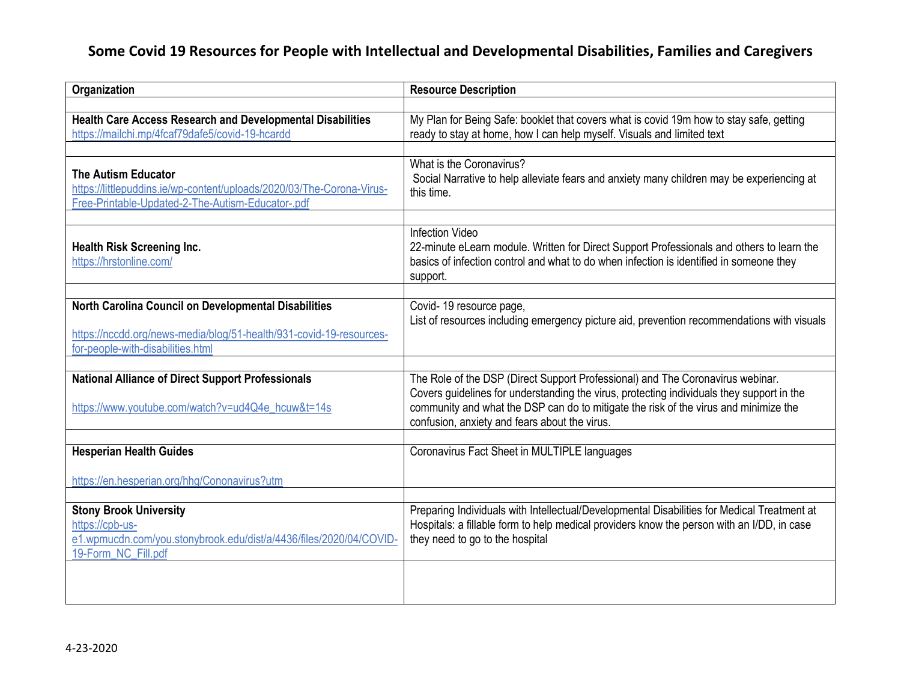# Some Covid 19 Resources for People with Intellectual and Developmental Disabilities, Families and Caregivers

| Organization | Resource Description |
|---|---|
| | |
| **Health Care Access Research and Developmental Disabilities** https://mailchi.mp/4fcaf79dafe5/covid-19-hcardd | My Plan for Being Safe: booklet that covers what is covid 19m how to stay safe, getting ready to stay at home, how I can help myself. Visuals and limited text |
| | |
| **The Autism Educator** https://littlepuddins.ie/wp-content/uploads/2020/03/The-Corona-Virus-Free-Printable-Updated-2-The-Autism-Educator-.pdf | What is the Coronavirus? Social Narrative to help alleviate fears and anxiety many children may be experiencing at this time. |
| | |
| **Health Risk Screening Inc.** https://hrstonline.com/ | Infection Video 22-minute eLearn module. Written for Direct Support Professionals and others to learn the basics of infection control and what to do when infection is identified in someone they support. |
| | |
| **North Carolina Council on Developmental Disabilities** https://nccdd.org/news-media/blog/51-health/931-covid-19-resources-for-people-with-disabilities.html | Covid- 19 resource page, List of resources including emergency picture aid, prevention recommendations with visuals |
| | |
| **National Alliance of Direct Support Professionals** https://www.youtube.com/watch?v=ud4Q4e_hcuw&t=14s | The Role of the DSP (Direct Support Professional) and The Coronavirus webinar. Covers guidelines for understanding the virus, protecting individuals they support in the community and what the DSP can do to mitigate the risk of the virus and minimize the confusion, anxiety and fears about the virus. |
| | |
| **Hesperian Health Guides** https://en.hesperian.org/hhg/Cononavirus?utm | Coronavirus Fact Sheet in MULTIPLE languages |
| | |
| **Stony Brook University** https://cpb-us-e1.wpmucdn.com/you.stonybrook.edu/dist/a/4436/files/2020/04/COVID-19-Form_NC_Fill.pdf | Preparing Individuals with Intellectual/Developmental Disabilities for Medical Treatment at Hospitals: a fillable form to help medical providers know the person with an I/DD, in case they need to go to the hospital |
| | |

4-23-2020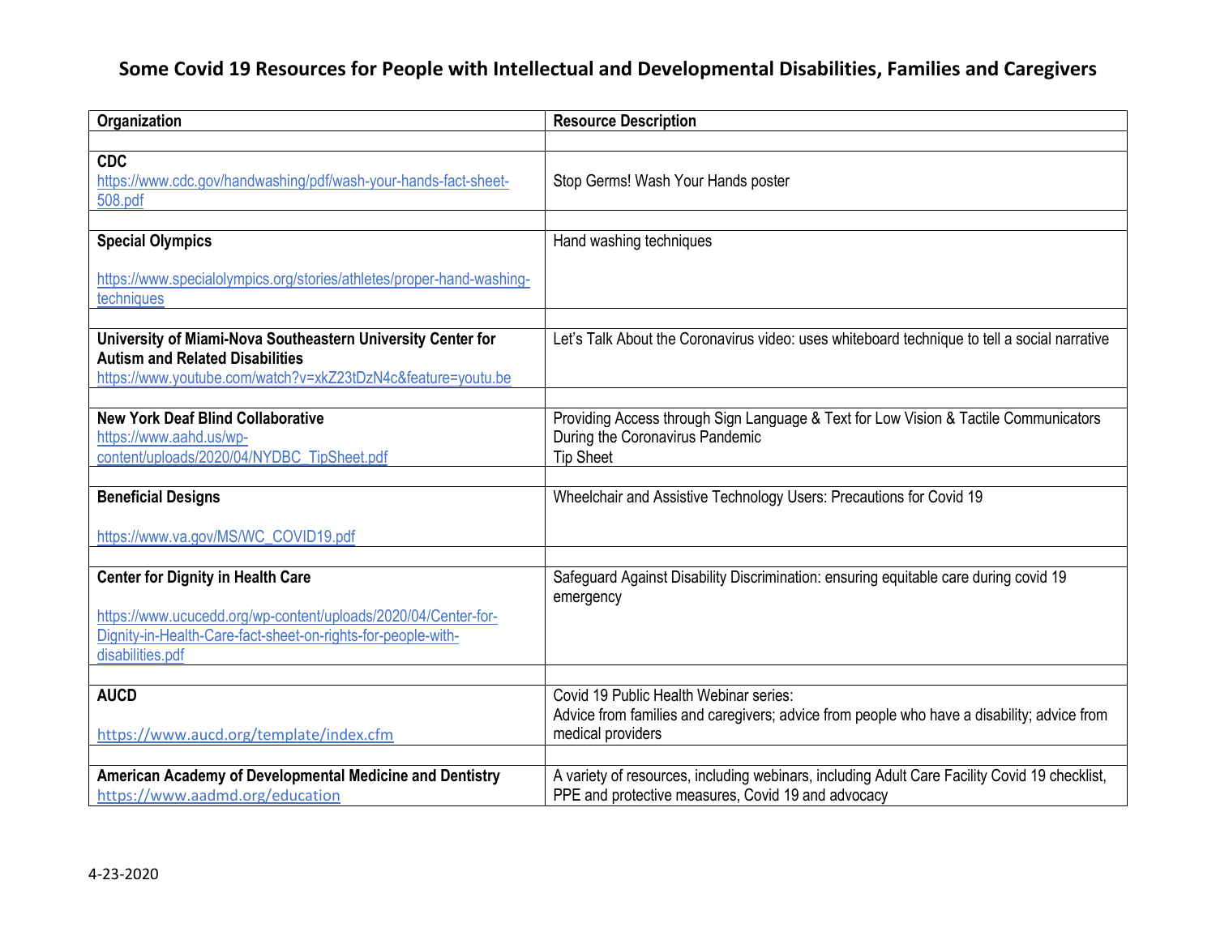# Some Covid 19 Resources for People with Intellectual and Developmental Disabilities, Families and Caregivers

| Organization | Resource Description |
|---|---|
| | |
| **CDC** https://www.cdc.gov/handwashing/pdf/wash-your-hands-fact-sheet-508.pdf | Stop Germs! Wash Your Hands poster |
| | |
| **Special Olympics** https://www.specialolympics.org/stories/athletes/proper-hand-washing-techniques | Hand washing techniques |
| | |
| **University of Miami-Nova Southeastern University Center for Autism and Related Disabilities** https://www.youtube.com/watch?v=xkZ23tDzN4c&feature=youtu.be | Let's Talk About the Coronavirus video: uses whiteboard technique to tell a social narrative |
| | |
| **New York Deaf Blind Collaborative** https://www.aahd.us/wp-content/uploads/2020/04/NYDBC_TipSheet.pdf | Providing Access through Sign Language & Text for Low Vision & Tactile Communicators During the Coronavirus Pandemic Tip Sheet |
| | |
| **Beneficial Designs** https://www.va.gov/MS/WC_COVID19.pdf | Wheelchair and Assistive Technology Users: Precautions for Covid 19 |
| | |
| **Center for Dignity in Health Care** https://www.ucucedd.org/wp-content/uploads/2020/04/Center-for-Dignity-in-Health-Care-fact-sheet-on-rights-for-people-with-disabilities.pdf | Safeguard Against Disability Discrimination: ensuring equitable care during covid 19 emergency |
| | |
| **AUCD** https://www.aucd.org/template/index.cfm | Covid 19 Public Health Webinar series: Advice from families and caregivers; advice from people who have a disability; advice from medical providers |
| | |
| **American Academy of Developmental Medicine and Dentistry** https://www.aadmd.org/education | A variety of resources, including webinars, including Adult Care Facility Covid 19 checklist, PPE and protective measures, Covid 19 and advocacy |

4-23-2020